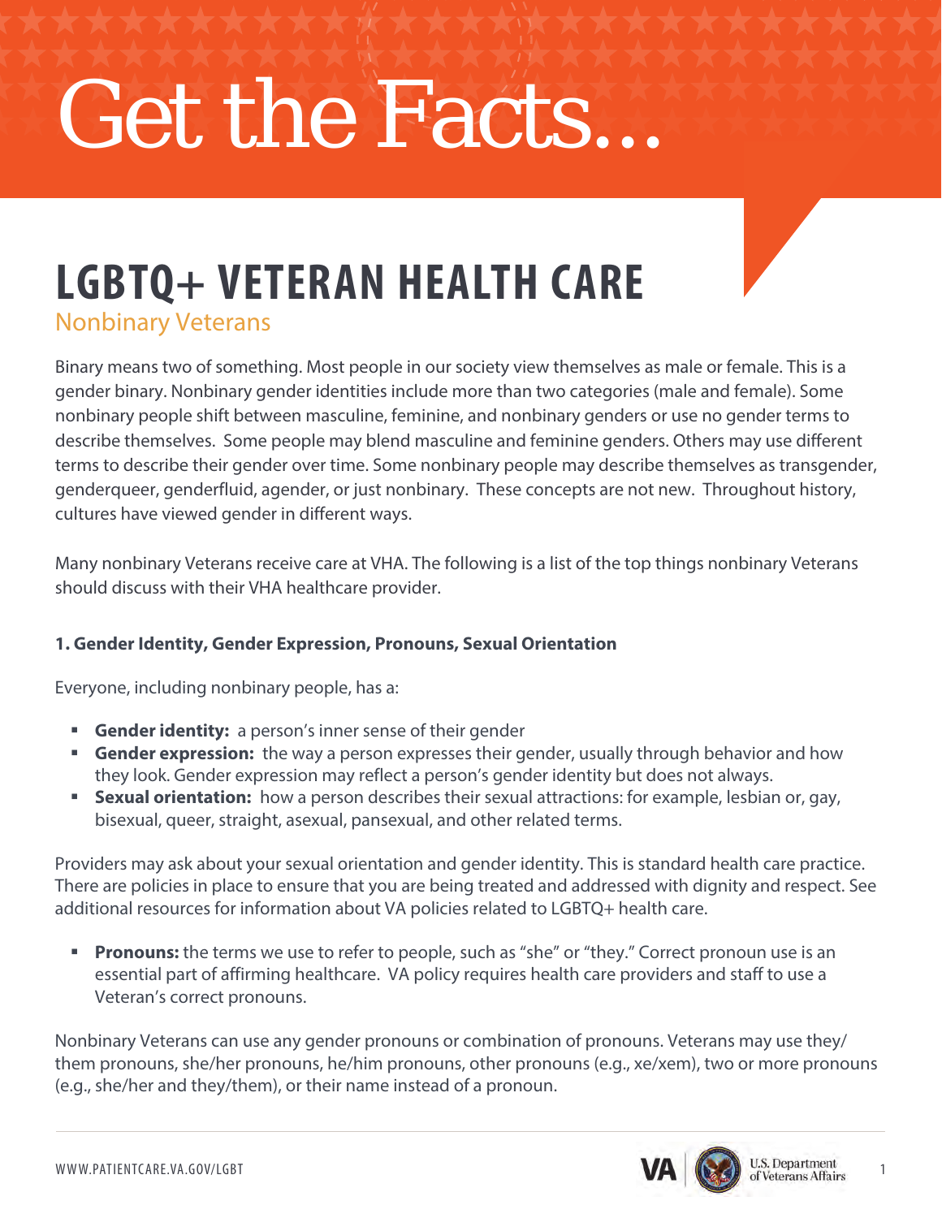# Get the Facts...

## LGBTQ+ VETERAN HEALTH CARE

### Nonbinary Veterans

Binary means two of something. Most people in our society view themselves as male or female. This is a gender binary. Nonbinary gender identities include more than two categories (male and female). Some nonbinary people shift between masculine, feminine, and nonbinary genders or use no gender terms to describe themselves. Some people may blend masculine and feminine genders. Others may use different terms to describe their gender over time. Some nonbinary people may describe themselves as transgender, genderqueer, genderfluid, agender, or just nonbinary. These concepts are not new. Throughout history, cultures have viewed gender in different ways.

Many nonbinary Veterans receive care at VHA. The following is a list of the top things nonbinary Veterans should discuss with their VHA healthcare provider.

**1. Gender Identity, Gender Expression, Pronouns, Sexual Orientation**

Everyone, including nonbinary people, has a:

- **Gender identity:** a person's inner sense of their gender
- **Gender expression:** the way a person expresses their gender, usually through behavior and how they look. Gender expression may reflect a person's gender identity but does not always.
- **Sexual orientation:** how a person describes their sexual attractions: for example, lesbian or, gay, bisexual, queer, straight, asexual, pansexual, and other related terms.

Providers may ask about your sexual orientation and gender identity. This is standard health care practice. There are policies in place to ensure that you are being treated and addressed with dignity and respect. See additional resources for information about VA policies related to LGBTQ+ health care.

- **Pronouns:** the terms we use to refer to people, such as "she" or "they." Correct pronoun use is an essential part of affirming healthcare. VA policy requires health care providers and staff to use a Veteran's correct pronouns.

Nonbinary Veterans can use any gender pronouns or combination of pronouns. Veterans may use they/them pronouns, she/her pronouns, he/him pronouns, other pronouns (e.g., xe/xem), two or more pronouns (e.g., she/her and they/them), or their name instead of a pronoun.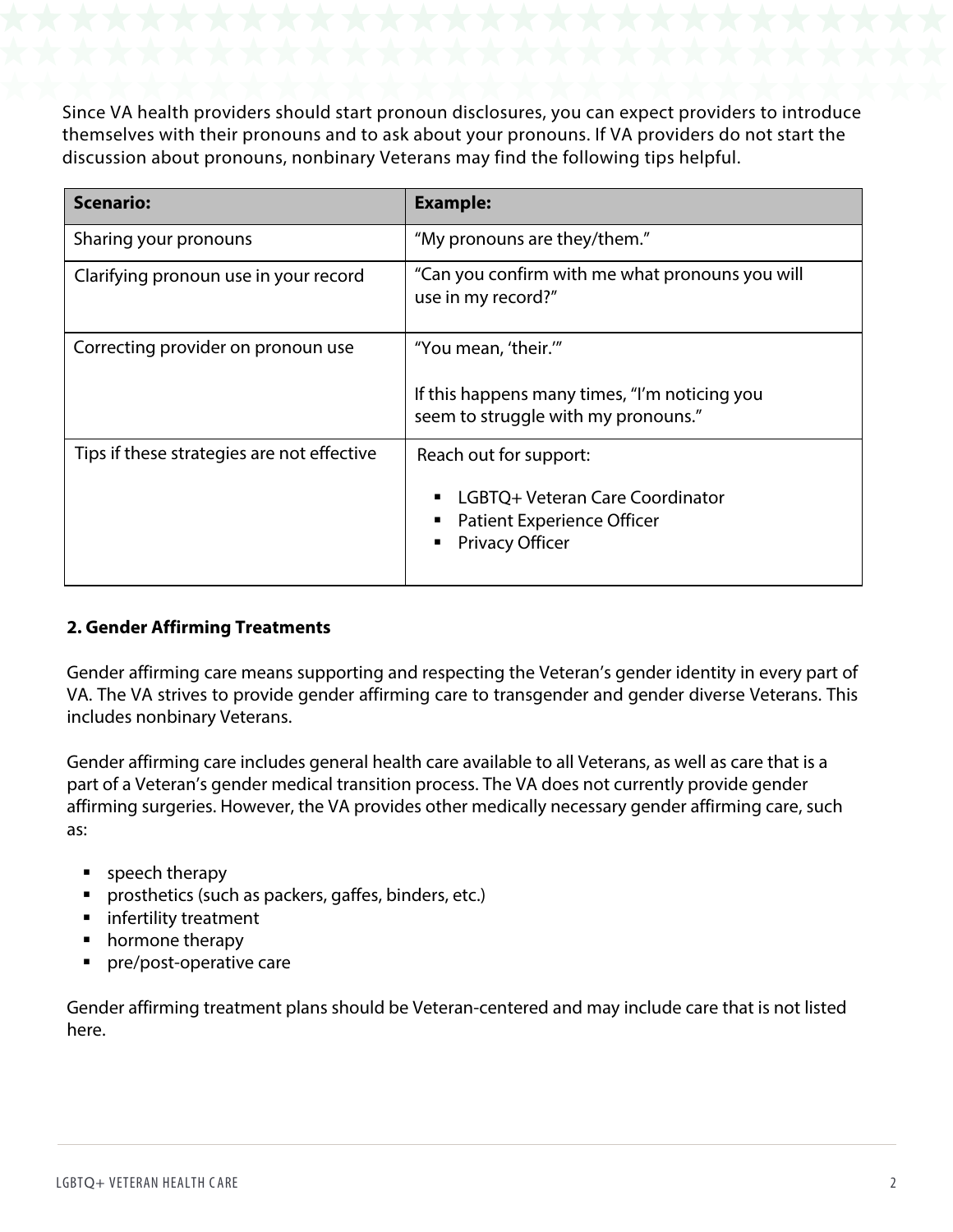Since VA health providers should start pronoun disclosures, you can expect providers to introduce themselves with their pronouns and to ask about your pronouns. If VA providers do not start the discussion about pronouns, nonbinary Veterans may find the following tips helpful.

| **Scenario:** | **Example:** |
| --- | --- |
| Sharing your pronouns | "My pronouns are they/them." |
| Clarifying pronoun use in your record | "Can you confirm with me what pronouns you will use in my record?" |
| Correcting provider on pronoun use | "You mean, 'their.'"<br><br>If this happens many times, "I'm noticing you seem to struggle with my pronouns." |
| Tips if these strategies are not effective | Reach out for support:<br>▪ LGBTQ+ Veteran Care Coordinator<br>▪ Patient Experience Officer<br>▪ Privacy Officer |

**2. Gender Affirming Treatments**

Gender affirming care means supporting and respecting the Veteran's gender identity in every part of VA. The VA strives to provide gender affirming care to transgender and gender diverse Veterans. This includes nonbinary Veterans.

Gender affirming care includes general health care available to all Veterans, as well as care that is a part of a Veteran's gender medical transition process. The VA does not currently provide gender affirming surgeries. However, the VA provides other medically necessary gender affirming care, such as:

- speech therapy
- prosthetics (such as packers, gaffes, binders, etc.)
- infertility treatment
- hormone therapy
- pre/post-operative care

Gender affirming treatment plans should be Veteran-centered and may include care that is not listed here.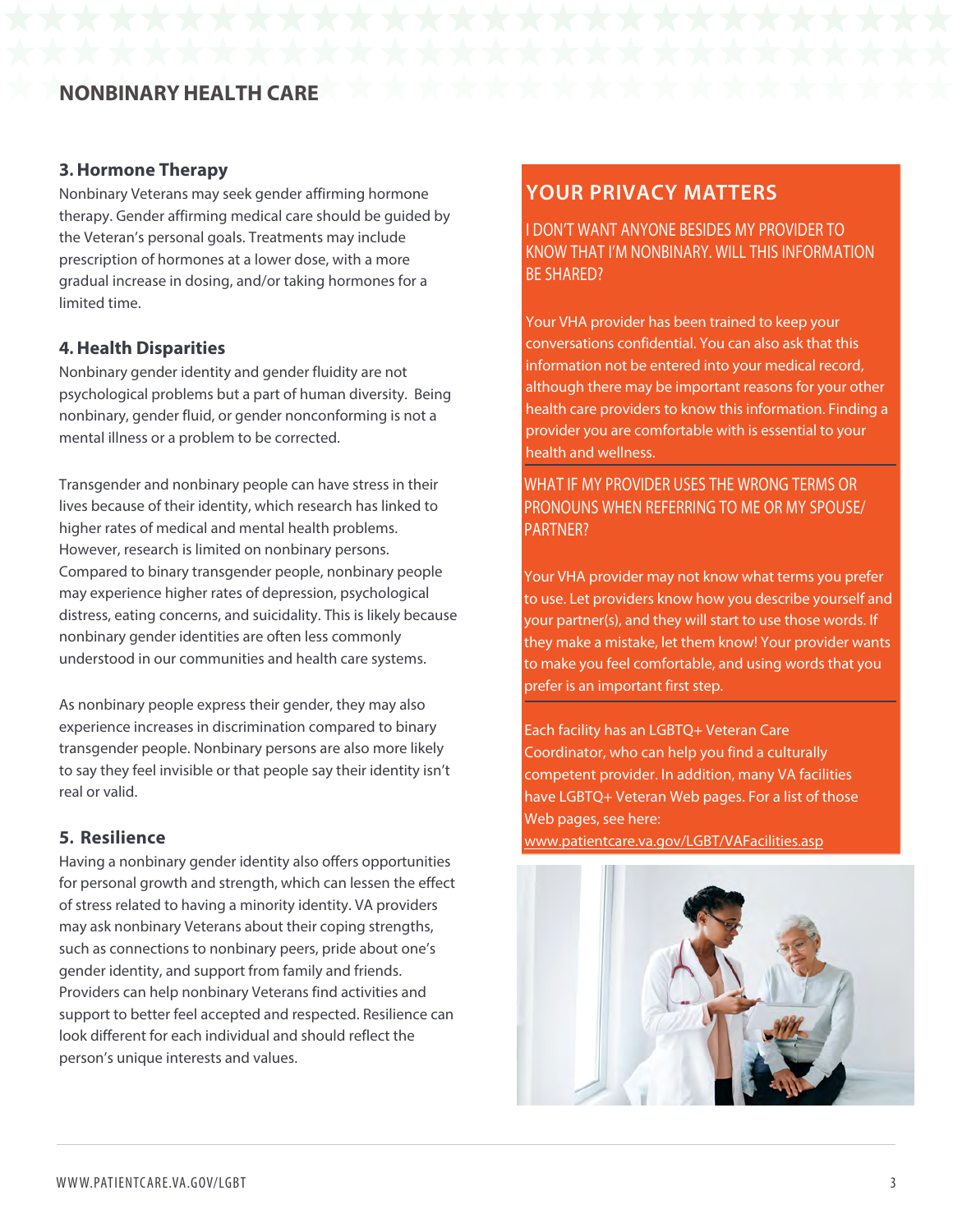# NONBINARY HEALTH CARE

### 3. Hormone Therapy

Nonbinary Veterans may seek gender affirming hormone therapy. Gender affirming medical care should be guided by the Veteran's personal goals. Treatments may include prescription of hormones at a lower dose, with a more gradual increase in dosing, and/or taking hormones for a limited time.

### 4. Health Disparities

Nonbinary gender identity and gender fluidity are not psychological problems but a part of human diversity. Being nonbinary, gender fluid, or gender nonconforming is not a mental illness or a problem to be corrected.

Transgender and nonbinary people can have stress in their lives because of their identity, which research has linked to higher rates of medical and mental health problems. However, research is limited on nonbinary persons. Compared to binary transgender people, nonbinary people may experience higher rates of depression, psychological distress, eating concerns, and suicidality. This is likely because nonbinary gender identities are often less commonly understood in our communities and health care systems.

As nonbinary people express their gender, they may also experience increases in discrimination compared to binary transgender people. Nonbinary persons are also more likely to say they feel invisible or that people say their identity isn't real or valid.

### 5. Resilience

Having a nonbinary gender identity also offers opportunities for personal growth and strength, which can lessen the effect of stress related to having a minority identity. VA providers may ask nonbinary Veterans about their coping strengths, such as connections to nonbinary peers, pride about one's gender identity, and support from family and friends. Providers can help nonbinary Veterans find activities and support to better feel accepted and respected. Resilience can look different for each individual and should reflect the person's unique interests and values.

## YOUR PRIVACY MATTERS

#### I DON'T WANT ANYONE BESIDES MY PROVIDER TO KNOW THAT I'M NONBINARY. WILL THIS INFORMATION BE SHARED?

Your VHA provider has been trained to keep your conversations confidential. You can also ask that this information not be entered into your medical record, although there may be important reasons for your other health care providers to know this information. Finding a provider you are comfortable with is essential to your health and wellness.

#### WHAT IF MY PROVIDER USES THE WRONG TERMS OR PRONOUNS WHEN REFERRING TO ME OR MY SPOUSE/ PARTNER?

Your VHA provider may not know what terms you prefer to use. Let providers know how you describe yourself and your partner(s), and they will start to use those words. If they make a mistake, let them know! Your provider wants to make you feel comfortable, and using words that you prefer is an important first step.

Each facility has an LGBTQ+ Veteran Care Coordinator, who can help you find a culturally competent provider. In addition, many VA facilities have LGBTQ+ Veteran Web pages. For a list of those Web pages, see here: www.patientcare.va.gov/LGBT/VAFacilities.asp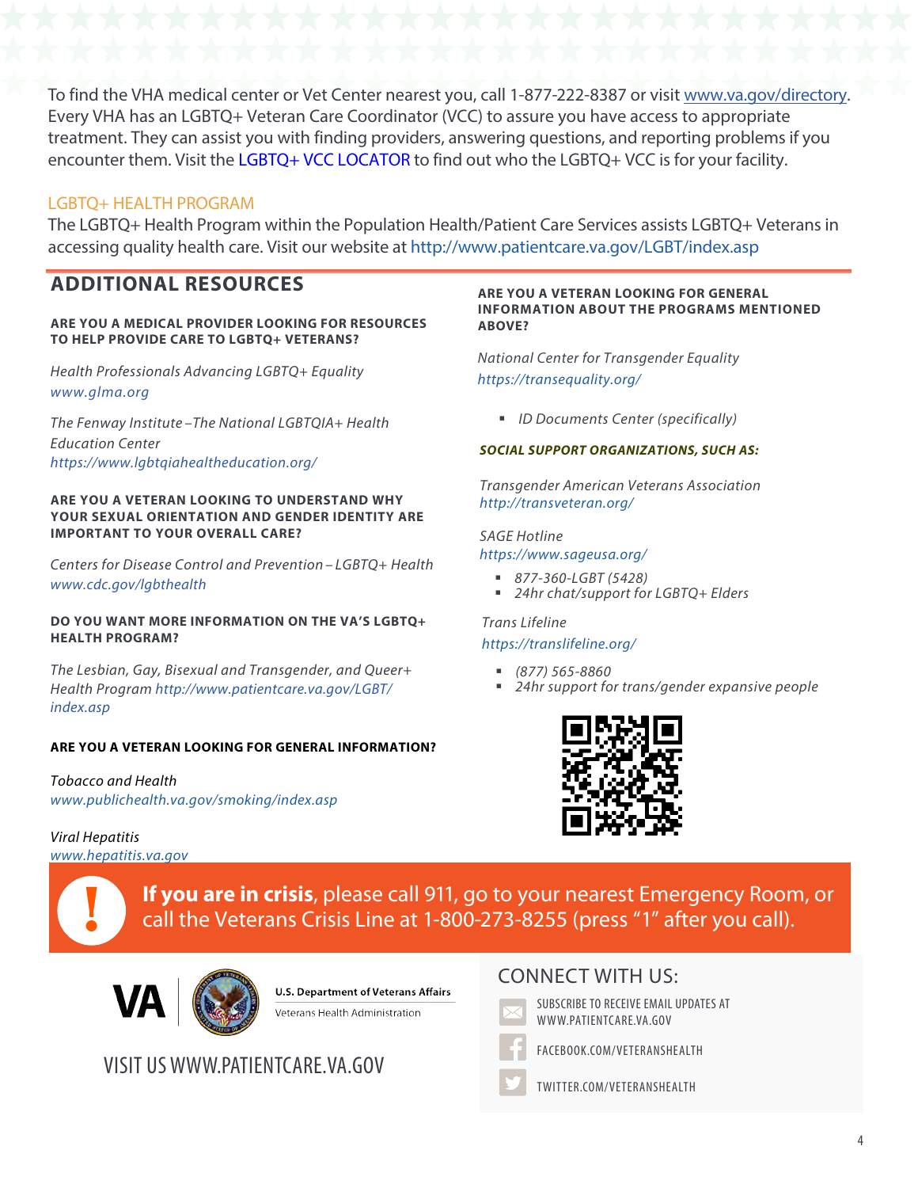To find the VHA medical center or Vet Center nearest you, call 1-877-222-8387 or visit www.va.gov/directory. Every VHA has an LGBTQ+ Veteran Care Coordinator (VCC) to assure you have access to appropriate treatment. They can assist you with finding providers, answering questions, and reporting problems if you encounter them. Visit the LGBTQ+ VCC LOCATOR to find out who the LGBTQ+ VCC is for your facility.

### LGBTQ+ HEALTH PROGRAM

The LGBTQ+ Health Program within the Population Health/Patient Care Services assists LGBTQ+ Veterans in accessing quality health care. Visit our website at http://www.patientcare.va.gov/LGBT/index.asp

## ADDITIONAL RESOURCES

**ARE YOU A MEDICAL PROVIDER LOOKING FOR RESOURCES TO HELP PROVIDE CARE TO LGBTQ+ VETERANS?**

*Health Professionals Advancing LGBTQ+ Equality*
*www.glma.org*

*The Fenway Institute –The National LGBTQIA+ Health Education Center*
*https://www.lgbtqiahealtheducation.org/*

**ARE YOU A VETERAN LOOKING TO UNDERSTAND WHY YOUR SEXUAL ORIENTATION AND GENDER IDENTITY ARE IMPORTANT TO YOUR OVERALL CARE?**

*Centers for Disease Control and Prevention – LGBTQ+ Health*
*www.cdc.gov/lgbthealth*

**DO YOU WANT MORE INFORMATION ON THE VA'S LGBTQ+ HEALTH PROGRAM?**

*The Lesbian, Gay, Bisexual and Transgender, and Queer+ Health Program http://www.patientcare.va.gov/LGBT/index.asp*

**ARE YOU A VETERAN LOOKING FOR GENERAL INFORMATION?**

*Tobacco and Health*
*www.publichealth.va.gov/smoking/index.asp*

*Viral Hepatitis*
*www.hepatitis.va.gov*

**ARE YOU A VETERAN LOOKING FOR GENERAL INFORMATION ABOUT THE PROGRAMS MENTIONED ABOVE?**

*National Center for Transgender Equality*
*https://transequality.org/*

- *ID Documents Center (specifically)*

***SOCIAL SUPPORT ORGANIZATIONS, SUCH AS:***

*Transgender American Veterans Association*
*http://transveteran.org/*

*SAGE Hotline*
*https://www.sageusa.org/*

- *877-360-LGBT (5428)*
- *24hr chat/support for LGBTQ+ Elders*

*Trans Lifeline*
*https://translifeline.org/*

- *(877) 565-8860*
- *24hr support for trans/gender expansive people*

**If you are in crisis**, please call 911, go to your nearest Emergency Room, or call the Veterans Crisis Line at 1-800-273-8255 (press "1" after you call).

VA | U.S. Department of Veterans Affairs
Veterans Health Administration

VISIT US WWW.PATIENTCARE.VA.GOV

CONNECT WITH US:

SUBSCRIBE TO RECEIVE EMAIL UPDATES AT WWW.PATIENTCARE.VA.GOV

FACEBOOK.COM/VETERANSHEALTH

TWITTER.COM/VETERANSHEALTH